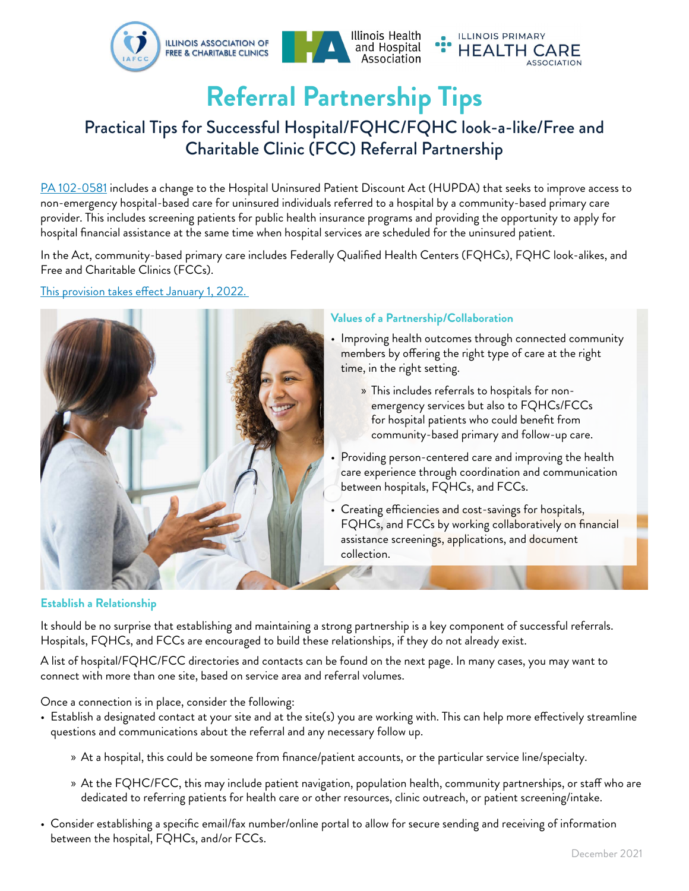ILLINOIS ASSOCIATION OF FREE & CHARITABLE CLINICS | Illinois Health and Hospital Association | ILLINOIS PRIMARY HEALTH CARE ASSOCIATION

# Referral Partnership Tips

## Practical Tips for Successful Hospital/FQHC/FQHC look-a-like/Free and Charitable Clinic (FCC) Referral Partnership

PA 102-0581 includes a change to the Hospital Uninsured Patient Discount Act (HUPDA) that seeks to improve access to non-emergency hospital-based care for uninsured individuals referred to a hospital by a community-based primary care provider. This includes screening patients for public health insurance programs and providing the opportunity to apply for hospital financial assistance at the same time when hospital services are scheduled for the uninsured patient.

In the Act, community-based primary care includes Federally Qualified Health Centers (FQHCs), FQHC look-alikes, and Free and Charitable Clinics (FCCs).

This provision takes effect January 1, 2022.

### Values of a Partnership/Collaboration

- Improving health outcomes through connected community members by offering the right type of care at the right time, in the right setting.
  - This includes referrals to hospitals for non-emergency services but also to FQHCs/FCCs for hospital patients who could benefit from community-based primary and follow-up care.
- Providing person-centered care and improving the health care experience through coordination and communication between hospitals, FQHCs, and FCCs.
- Creating efficiencies and cost-savings for hospitals, FQHCs, and FCCs by working collaboratively on financial assistance screenings, applications, and document collection.

### Establish a Relationship

It should be no surprise that establishing and maintaining a strong partnership is a key component of successful referrals. Hospitals, FQHCs, and FCCs are encouraged to build these relationships, if they do not already exist.

A list of hospital/FQHC/FCC directories and contacts can be found on the next page. In many cases, you may want to connect with more than one site, based on service area and referral volumes.

Once a connection is in place, consider the following:

- Establish a designated contact at your site and at the site(s) you are working with. This can help more effectively streamline questions and communications about the referral and any necessary follow up.
  - At a hospital, this could be someone from finance/patient accounts, or the particular service line/specialty.
  - At the FQHC/FCC, this may include patient navigation, population health, community partnerships, or staff who are dedicated to referring patients for health care or other resources, clinic outreach, or patient screening/intake.
- Consider establishing a specific email/fax number/online portal to allow for secure sending and receiving of information between the hospital, FQHCs, and/or FCCs.

December 2021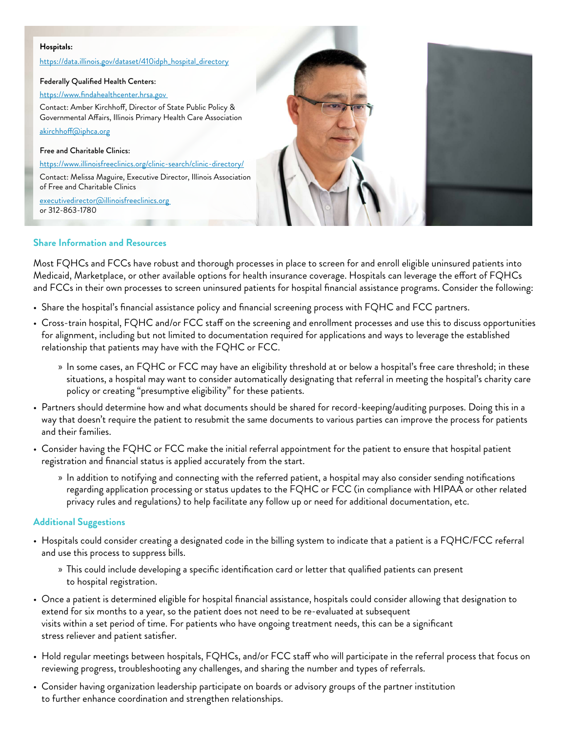**Hospitals:**

https://data.illinois.gov/dataset/410idph_hospital_directory

**Federally Qualified Health Centers:**

https://www.findahealthcenter.hrsa.gov

Contact: Amber Kirchhoff, Director of State Public Policy & Governmental Affairs, Illinois Primary Health Care Association

akirchhoff@iphca.org

**Free and Charitable Clinics:**

https://www.illinoisfreeclinics.org/clinic-search/clinic-directory/

Contact: Melissa Maguire, Executive Director, Illinois Association of Free and Charitable Clinics

executivedirector@illinoisfreeclinics.org
or 312-863-1780

## Share Information and Resources

Most FQHCs and FCCs have robust and thorough processes in place to screen for and enroll eligible uninsured patients into Medicaid, Marketplace, or other available options for health insurance coverage. Hospitals can leverage the effort of FQHCs and FCCs in their own processes to screen uninsured patients for hospital financial assistance programs. Consider the following:

- Share the hospital's financial assistance policy and financial screening process with FQHC and FCC partners.
- Cross-train hospital, FQHC and/or FCC staff on the screening and enrollment processes and use this to discuss opportunities for alignment, including but not limited to documentation required for applications and ways to leverage the established relationship that patients may have with the FQHC or FCC.
  - In some cases, an FQHC or FCC may have an eligibility threshold at or below a hospital's free care threshold; in these situations, a hospital may want to consider automatically designating that referral in meeting the hospital's charity care policy or creating "presumptive eligibility" for these patients.
- Partners should determine how and what documents should be shared for record-keeping/auditing purposes. Doing this in a way that doesn't require the patient to resubmit the same documents to various parties can improve the process for patients and their families.
- Consider having the FQHC or FCC make the initial referral appointment for the patient to ensure that hospital patient registration and financial status is applied accurately from the start.
  - In addition to notifying and connecting with the referred patient, a hospital may also consider sending notifications regarding application processing or status updates to the FQHC or FCC (in compliance with HIPAA or other related privacy rules and regulations) to help facilitate any follow up or need for additional documentation, etc.

## Additional Suggestions

- Hospitals could consider creating a designated code in the billing system to indicate that a patient is a FQHC/FCC referral and use this process to suppress bills.
  - This could include developing a specific identification card or letter that qualified patients can present to hospital registration.
- Once a patient is determined eligible for hospital financial assistance, hospitals could consider allowing that designation to extend for six months to a year, so the patient does not need to be re-evaluated at subsequent visits within a set period of time. For patients who have ongoing treatment needs, this can be a significant stress reliever and patient satisfier.
- Hold regular meetings between hospitals, FQHCs, and/or FCC staff who will participate in the referral process that focus on reviewing progress, troubleshooting any challenges, and sharing the number and types of referrals.
- Consider having organization leadership participate on boards or advisory groups of the partner institution to further enhance coordination and strengthen relationships.